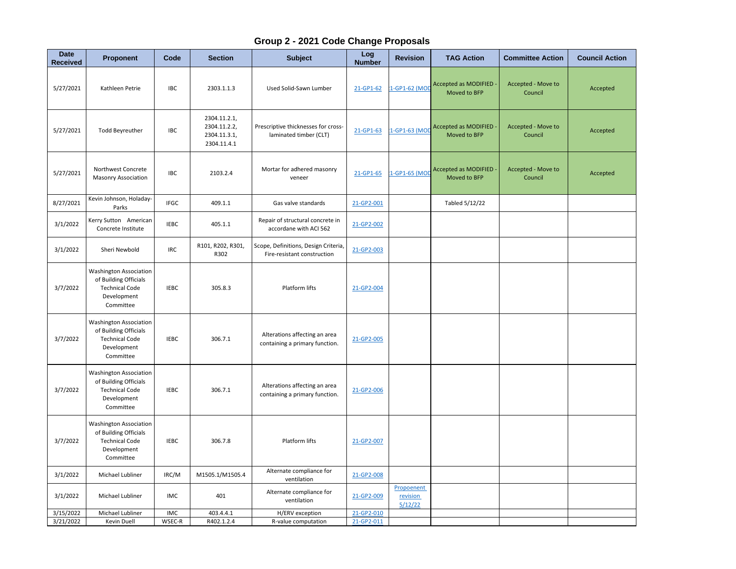# Group 2 - 2021 Code Change Proposals

| Date Received | Proponent | Code | Section | Subject | Log Number | Revision | TAG Action | Committee Action | Council Action |
|---|---|---|---|---|---|---|---|---|---|
| 5/27/2021 | Kathleen Petrie | IBC | 2303.1.1.3 | Used Solid-Sawn Lumber | 21-GP1-62 | 1-GP1-62 (MOD | Accepted as MODIFIED - Moved to BFP | Accepted - Move to Council | Accepted |
| 5/27/2021 | Todd Beyreuther | IBC | 2304.11.2.1, 2304.11.2.2, 2304.11.3.1, 2304.11.4.1 | Prescriptive thicknesses for cross-laminated timber (CLT) | 21-GP1-63 | 1-GP1-63 (MOD | Accepted as MODIFIED - Moved to BFP | Accepted - Move to Council | Accepted |
| 5/27/2021 | Northwest Concrete Masonry Association | IBC | 2103.2.4 | Mortar for adhered masonry veneer | 21-GP1-65 | 1-GP1-65 (MOD | Accepted as MODIFIED - Moved to BFP | Accepted - Move to Council | Accepted |
| 8/27/2021 | Kevin Johnson, Holaday-Parks | IFGC | 409.1.1 | Gas valve standards | 21-GP2-001 | | Tabled 5/12/22 | | |
| 3/1/2022 | Kerry Sutton American Concrete Institute | IEBC | 405.1.1 | Repair of structural concrete in accordane with ACI 562 | 21-GP2-002 | | | | |
| 3/1/2022 | Sheri Newbold | IRC | R101, R202, R301, R302 | Scope, Definitions, Design Criteria, Fire-resistant construction | 21-GP2-003 | | | | |
| 3/7/2022 | Washington Association of Building Officials Technical Code Development Committee | IEBC | 305.8.3 | Platform lifts | 21-GP2-004 | | | | |
| 3/7/2022 | Washington Association of Building Officials Technical Code Development Committee | IEBC | 306.7.1 | Alterations affecting an area containing a primary function. | 21-GP2-005 | | | | |
| 3/7/2022 | Washington Association of Building Officials Technical Code Development Committee | IEBC | 306.7.1 | Alterations affecting an area containing a primary function. | 21-GP2-006 | | | | |
| 3/7/2022 | Washington Association of Building Officials Technical Code Development Committee | IEBC | 306.7.8 | Platform lifts | 21-GP2-007 | | | | |
| 3/1/2022 | Michael Lubliner | IRC/M | M1505.1/M1505.4 | Alternate compliance for ventilation | 21-GP2-008 | | | | |
| 3/1/2022 | Michael Lubliner | IMC | 401 | Alternate compliance for ventilation | 21-GP2-009 | Propoenent revision 5/12/22 | | | |
| 3/15/2022 | Michael Lubliner | IMC | 403.4.4.1 | H/ERV exception | 21-GP2-010 | | | | |
| 3/21/2022 | Kevin Duell | WSEC-R | R402.1.2.4 | R-value computation | 21-GP2-011 | | | | |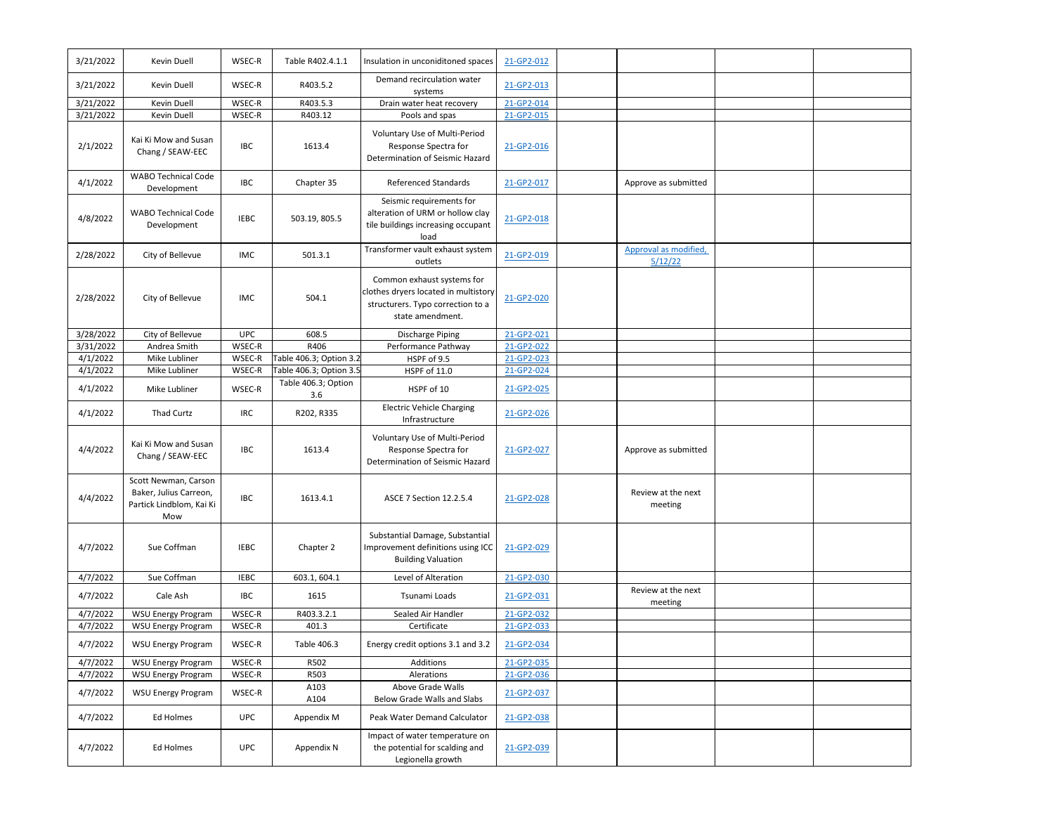| | | | | | | | | | |
|---|---|---|---|---|---|---|---|---|---|
| 3/21/2022 | Kevin Duell | WSEC-R | Table R402.4.1.1 | Insulation in unconiditoned spaces | 21-GP2-012 | | | | |
| 3/21/2022 | Kevin Duell | WSEC-R | R403.5.2 | Demand recirculation water systems | 21-GP2-013 | | | | |
| 3/21/2022 | Kevin Duell | WSEC-R | R403.5.3 | Drain water heat recovery | 21-GP2-014 | | | | |
| 3/21/2022 | Kevin Duell | WSEC-R | R403.12 | Pools and spas | 21-GP2-015 | | | | |
| 2/1/2022 | Kai Ki Mow and Susan Chang / SEAW-EEC | IBC | 1613.4 | Voluntary Use of Multi-Period Response Spectra for Determination of Seismic Hazard | 21-GP2-016 | | | | |
| 4/1/2022 | WABO Technical Code Development | IBC | Chapter 35 | Referenced Standards | 21-GP2-017 | | Approve as submitted | | |
| 4/8/2022 | WABO Technical Code Development | IEBC | 503.19, 805.5 | Seismic requirements for alteration of URM or hollow clay tile buildings increasing occupant load | 21-GP2-018 | | | | |
| 2/28/2022 | City of Bellevue | IMC | 501.3.1 | Transformer vault exhaust system outlets | 21-GP2-019 | | Approval as modified, 5/12/22 | | |
| 2/28/2022 | City of Bellevue | IMC | 504.1 | Common exhaust systems for clothes dryers located in multistory structurers. Typo correction to a state amendment. | 21-GP2-020 | | | | |
| 3/28/2022 | City of Bellevue | UPC | 608.5 | Discharge Piping | 21-GP2-021 | | | | |
| 3/31/2022 | Andrea Smith | WSEC-R | R406 | Performance Pathway | 21-GP2-022 | | | | |
| 4/1/2022 | Mike Lubliner | WSEC-R | Table 406.3; Option 3.2 | HSPF of 9.5 | 21-GP2-023 | | | | |
| 4/1/2022 | Mike Lubliner | WSEC-R | Table 406.3; Option 3.5 | HSPF of 11.0 | 21-GP2-024 | | | | |
| 4/1/2022 | Mike Lubliner | WSEC-R | Table 406.3; Option 3.6 | HSPF of 10 | 21-GP2-025 | | | | |
| 4/1/2022 | Thad Curtz | IRC | R202, R335 | Electric Vehicle Charging Infrastructure | 21-GP2-026 | | | | |
| 4/4/2022 | Kai Ki Mow and Susan Chang / SEAW-EEC | IBC | 1613.4 | Voluntary Use of Multi-Period Response Spectra for Determination of Seismic Hazard | 21-GP2-027 | | Approve as submitted | | |
| 4/4/2022 | Scott Newman, Carson Baker, Julius Carreon, Partick Lindblom, Kai Ki Mow | IBC | 1613.4.1 | ASCE 7 Section 12.2.5.4 | 21-GP2-028 | | Review at the next meeting | | |
| 4/7/2022 | Sue Coffman | IEBC | Chapter 2 | Substantial Damage, Substantial Improvement definitions using ICC Building Valuation | 21-GP2-029 | | | | |
| 4/7/2022 | Sue Coffman | IEBC | 603.1, 604.1 | Level of Alteration | 21-GP2-030 | | | | |
| 4/7/2022 | Cale Ash | IBC | 1615 | Tsunami Loads | 21-GP2-031 | | Review at the next meeting | | |
| 4/7/2022 | WSU Energy Program | WSEC-R | R403.3.2.1 | Sealed Air Handler | 21-GP2-032 | | | | |
| 4/7/2022 | WSU Energy Program | WSEC-R | 401.3 | Certificate | 21-GP2-033 | | | | |
| 4/7/2022 | WSU Energy Program | WSEC-R | Table 406.3 | Energy credit options 3.1 and 3.2 | 21-GP2-034 | | | | |
| 4/7/2022 | WSU Energy Program | WSEC-R | R502 | Additions | 21-GP2-035 | | | | |
| 4/7/2022 | WSU Energy Program | WSEC-R | R503 | Alerations | 21-GP2-036 | | | | |
| 4/7/2022 | WSU Energy Program | WSEC-R | A103<br>A104 | Above Grade Walls<br>Below Grade Walls and Slabs | 21-GP2-037 | | | | |
| 4/7/2022 | Ed Holmes | UPC | Appendix M | Peak Water Demand Calculator | 21-GP2-038 | | | | |
| 4/7/2022 | Ed Holmes | UPC | Appendix N | Impact of water temperature on the potential for scalding and Legionella growth | 21-GP2-039 | | | | |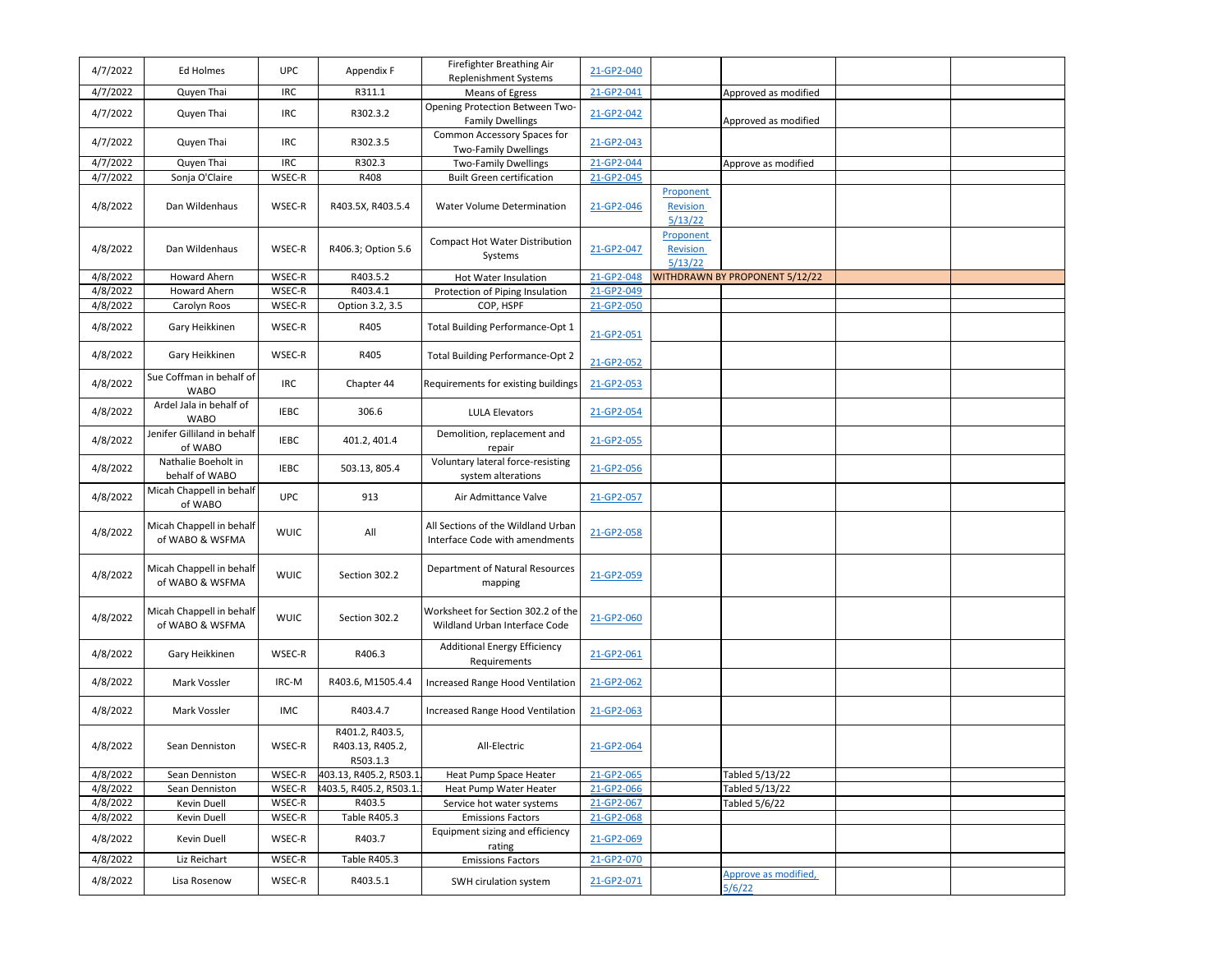| | | | | | | | | | |
|---|---|---|---|---|---|---|---|---|---|
| 4/7/2022 | Ed Holmes | UPC | Appendix F | Firefighter Breathing Air Replenishment Systems | 21-GP2-040 | | | | |
| 4/7/2022 | Quyen Thai | IRC | R311.1 | Means of Egress | 21-GP2-041 | | Approved as modified | | |
| 4/7/2022 | Quyen Thai | IRC | R302.3.2 | Opening Protection Between Two-Family Dwellings | 21-GP2-042 | | Approved as modified | | |
| 4/7/2022 | Quyen Thai | IRC | R302.3.5 | Common Accessory Spaces for Two-Family Dwellings | 21-GP2-043 | | | | |
| 4/7/2022 | Quyen Thai | IRC | R302.3 | Two-Family Dwellings | 21-GP2-044 | | Approve as modified | | |
| 4/7/2022 | Sonja O'Claire | WSEC-R | R408 | Built Green certification | 21-GP2-045 | | | | |
| 4/8/2022 | Dan Wildenhaus | WSEC-R | R403.5X, R403.5.4 | Water Volume Determination | 21-GP2-046 | Proponent Revision 5/13/22 | | | |
| 4/8/2022 | Dan Wildenhaus | WSEC-R | R406.3; Option 5.6 | Compact Hot Water Distribution Systems | 21-GP2-047 | Proponent Revision 5/13/22 | | | |
| 4/8/2022 | Howard Ahern | WSEC-R | R403.5.2 | Hot Water Insulation | 21-GP2-048 | WITHDRAWN BY PROPONENT 5/12/22 | | | |
| 4/8/2022 | Howard Ahern | WSEC-R | R403.4.1 | Protection of Piping Insulation | 21-GP2-049 | | | | |
| 4/8/2022 | Carolyn Roos | WSEC-R | Option 3.2, 3.5 | COP, HSPF | 21-GP2-050 | | | | |
| 4/8/2022 | Gary Heikkinen | WSEC-R | R405 | Total Building Performance-Opt 1 | 21-GP2-051 | | | | |
| 4/8/2022 | Gary Heikkinen | WSEC-R | R405 | Total Building Performance-Opt 2 | 21-GP2-052 | | | | |
| 4/8/2022 | Sue Coffman in behalf of WABO | IRC | Chapter 44 | Requirements for existing buildings | 21-GP2-053 | | | | |
| 4/8/2022 | Ardel Jala in behalf of WABO | IEBC | 306.6 | LULA Elevators | 21-GP2-054 | | | | |
| 4/8/2022 | Jenifer Gilliland in behalf of WABO | IEBC | 401.2, 401.4 | Demolition, replacement and repair | 21-GP2-055 | | | | |
| 4/8/2022 | Nathalie Boeholt in behalf of WABO | IEBC | 503.13, 805.4 | Voluntary lateral force-resisting system alterations | 21-GP2-056 | | | | |
| 4/8/2022 | Micah Chappell in behalf of WABO | UPC | 913 | Air Admittance Valve | 21-GP2-057 | | | | |
| 4/8/2022 | Micah Chappell in behalf of WABO & WSFMA | WUIC | All | All Sections of the Wildland Urban Interface Code with amendments | 21-GP2-058 | | | | |
| 4/8/2022 | Micah Chappell in behalf of WABO & WSFMA | WUIC | Section 302.2 | Department of Natural Resources mapping | 21-GP2-059 | | | | |
| 4/8/2022 | Micah Chappell in behalf of WABO & WSFMA | WUIC | Section 302.2 | Worksheet for Section 302.2 of the Wildland Urban Interface Code | 21-GP2-060 | | | | |
| 4/8/2022 | Gary Heikkinen | WSEC-R | R406.3 | Additional Energy Efficiency Requirements | 21-GP2-061 | | | | |
| 4/8/2022 | Mark Vossler | IRC-M | R403.6, M1505.4.4 | Increased Range Hood Ventilation | 21-GP2-062 | | | | |
| 4/8/2022 | Mark Vossler | IMC | R403.4.7 | Increased Range Hood Ventilation | 21-GP2-063 | | | | |
| 4/8/2022 | Sean Denniston | WSEC-R | R401.2, R403.5, R403.13, R405.2, R503.1.3 | All-Electric | 21-GP2-064 | | | | |
| 4/8/2022 | Sean Denniston | WSEC-R | 403.13, R405.2, R503.1. | Heat Pump Space Heater | 21-GP2-065 | | Tabled 5/13/22 | | |
| 4/8/2022 | Sean Denniston | WSEC-R | R403.5, R405.2, R503.1. | Heat Pump Water Heater | 21-GP2-066 | | Tabled 5/13/22 | | |
| 4/8/2022 | Kevin Duell | WSEC-R | R403.5 | Service hot water systems | 21-GP2-067 | | Tabled 5/6/22 | | |
| 4/8/2022 | Kevin Duell | WSEC-R | Table R405.3 | Emissions Factors | 21-GP2-068 | | | | |
| 4/8/2022 | Kevin Duell | WSEC-R | R403.7 | Equipment sizing and efficiency rating | 21-GP2-069 | | | | |
| 4/8/2022 | Liz Reichart | WSEC-R | Table R405.3 | Emissions Factors | 21-GP2-070 | | | | |
| 4/8/2022 | Lisa Rosenow | WSEC-R | R403.5.1 | SWH cirulation system | 21-GP2-071 | | Approve as modified, 5/6/22 | | |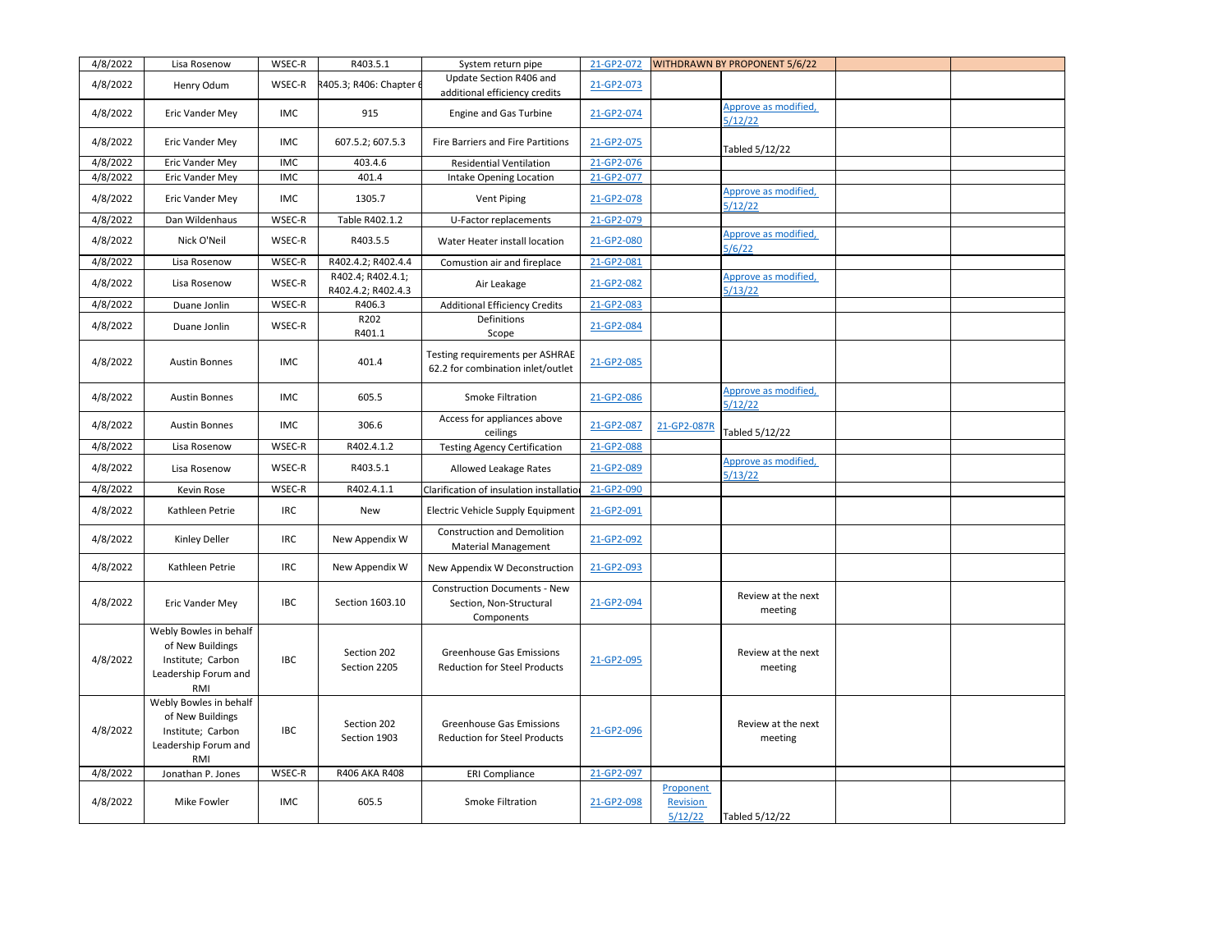| | | | | | | | | | |
|---|---|---|---|---|---|---|---|---|---|
| 4/8/2022 | Lisa Rosenow | WSEC-R | R403.5.1 | System return pipe | 21-GP2-072 | WITHDRAWN BY PROPONENT 5/6/22 | | | |
| 4/8/2022 | Henry Odum | WSEC-R | R405.3; R406: Chapter 6 | Update Section R406 and additional efficiency credits | 21-GP2-073 | | | | |
| 4/8/2022 | Eric Vander Mey | IMC | 915 | Engine and Gas Turbine | 21-GP2-074 | | Approve as modified, 5/12/22 | | |
| 4/8/2022 | Eric Vander Mey | IMC | 607.5.2; 607.5.3 | Fire Barriers and Fire Partitions | 21-GP2-075 | | Tabled 5/12/22 | | |
| 4/8/2022 | Eric Vander Mey | IMC | 403.4.6 | Residential Ventilation | 21-GP2-076 | | | | |
| 4/8/2022 | Eric Vander Mey | IMC | 401.4 | Intake Opening Location | 21-GP2-077 | | | | |
| 4/8/2022 | Eric Vander Mey | IMC | 1305.7 | Vent Piping | 21-GP2-078 | | Approve as modified, 5/12/22 | | |
| 4/8/2022 | Dan Wildenhaus | WSEC-R | Table R402.1.2 | U-Factor replacements | 21-GP2-079 | | | | |
| 4/8/2022 | Nick O'Neil | WSEC-R | R403.5.5 | Water Heater install location | 21-GP2-080 | | Approve as modified, 5/6/22 | | |
| 4/8/2022 | Lisa Rosenow | WSEC-R | R402.4.2; R402.4.4 | Comustion air and fireplace | 21-GP2-081 | | | | |
| 4/8/2022 | Lisa Rosenow | WSEC-R | R402.4; R402.4.1; R402.4.2; R402.4.3 | Air Leakage | 21-GP2-082 | | Approve as modified, 5/13/22 | | |
| 4/8/2022 | Duane Jonlin | WSEC-R | R406.3 | Additional Efficiency Credits | 21-GP2-083 | | | | |
| 4/8/2022 | Duane Jonlin | WSEC-R | R202 R401.1 | Definitions Scope | 21-GP2-084 | | | | |
| 4/8/2022 | Austin Bonnes | IMC | 401.4 | Testing requirements per ASHRAE 62.2 for combination inlet/outlet | 21-GP2-085 | | | | |
| 4/8/2022 | Austin Bonnes | IMC | 605.5 | Smoke Filtration | 21-GP2-086 | | Approve as modified, 5/12/22 | | |
| 4/8/2022 | Austin Bonnes | IMC | 306.6 | Access for appliances above ceilings | 21-GP2-087 | 21-GP2-087R | Tabled 5/12/22 | | |
| 4/8/2022 | Lisa Rosenow | WSEC-R | R402.4.1.2 | Testing Agency Certification | 21-GP2-088 | | | | |
| 4/8/2022 | Lisa Rosenow | WSEC-R | R403.5.1 | Allowed Leakage Rates | 21-GP2-089 | | Approve as modified, 5/13/22 | | |
| 4/8/2022 | Kevin Rose | WSEC-R | R402.4.1.1 | Clarification of insulation installatio | 21-GP2-090 | | | | |
| 4/8/2022 | Kathleen Petrie | IRC | New | Electric Vehicle Supply Equipment | 21-GP2-091 | | | | |
| 4/8/2022 | Kinley Deller | IRC | New Appendix W | Construction and Demolition Material Management | 21-GP2-092 | | | | |
| 4/8/2022 | Kathleen Petrie | IRC | New Appendix W | New Appendix W Deconstruction | 21-GP2-093 | | | | |
| 4/8/2022 | Eric Vander Mey | IBC | Section 1603.10 | Construction Documents - New Section, Non-Structural Components | 21-GP2-094 | | Review at the next meeting | | |
| 4/8/2022 | Webly Bowles in behalf of New Buildings Institute; Carbon Leadership Forum and RMI | IBC | Section 202 Section 2205 | Greenhouse Gas Emissions Reduction for Steel Products | 21-GP2-095 | | Review at the next meeting | | |
| 4/8/2022 | Webly Bowles in behalf of New Buildings Institute; Carbon Leadership Forum and RMI | IBC | Section 202 Section 1903 | Greenhouse Gas Emissions Reduction for Steel Products | 21-GP2-096 | | Review at the next meeting | | |
| 4/8/2022 | Jonathan P. Jones | WSEC-R | R406 AKA R408 | ERI Compliance | 21-GP2-097 | | | | |
| 4/8/2022 | Mike Fowler | IMC | 605.5 | Smoke Filtration | 21-GP2-098 | Proponent Revision 5/12/22 | Tabled 5/12/22 | | |